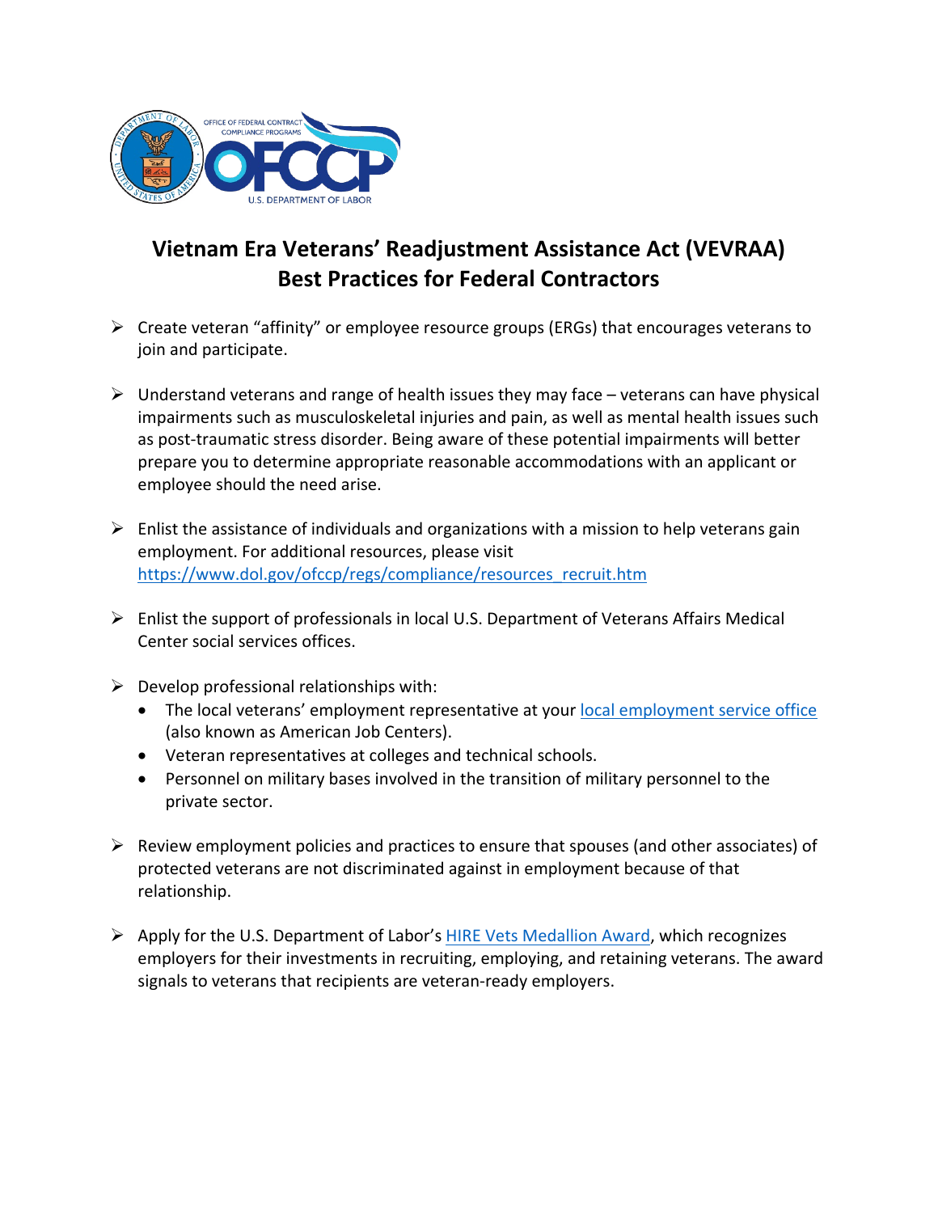# Vietnam Era Veterans' Readjustment Assistance Act (VEVRAA) Best Practices for Federal Contractors

- Create veteran "affinity" or employee resource groups (ERGs) that encourages veterans to join and participate.

- Understand veterans and range of health issues they may face – veterans can have physical impairments such as musculoskeletal injuries and pain, as well as mental health issues such as post-traumatic stress disorder. Being aware of these potential impairments will better prepare you to determine appropriate reasonable accommodations with an applicant or employee should the need arise.

- Enlist the assistance of individuals and organizations with a mission to help veterans gain employment. For additional resources, please visit https://www.dol.gov/ofccp/regs/compliance/resources_recruit.htm

- Enlist the support of professionals in local U.S. Department of Veterans Affairs Medical Center social services offices.

- Develop professional relationships with:
  - The local veterans' employment representative at your local employment service office (also known as American Job Centers).
  - Veteran representatives at colleges and technical schools.
  - Personnel on military bases involved in the transition of military personnel to the private sector.

- Review employment policies and practices to ensure that spouses (and other associates) of protected veterans are not discriminated against in employment because of that relationship.

- Apply for the U.S. Department of Labor's HIRE Vets Medallion Award, which recognizes employers for their investments in recruiting, employing, and retaining veterans. The award signals to veterans that recipients are veteran-ready employers.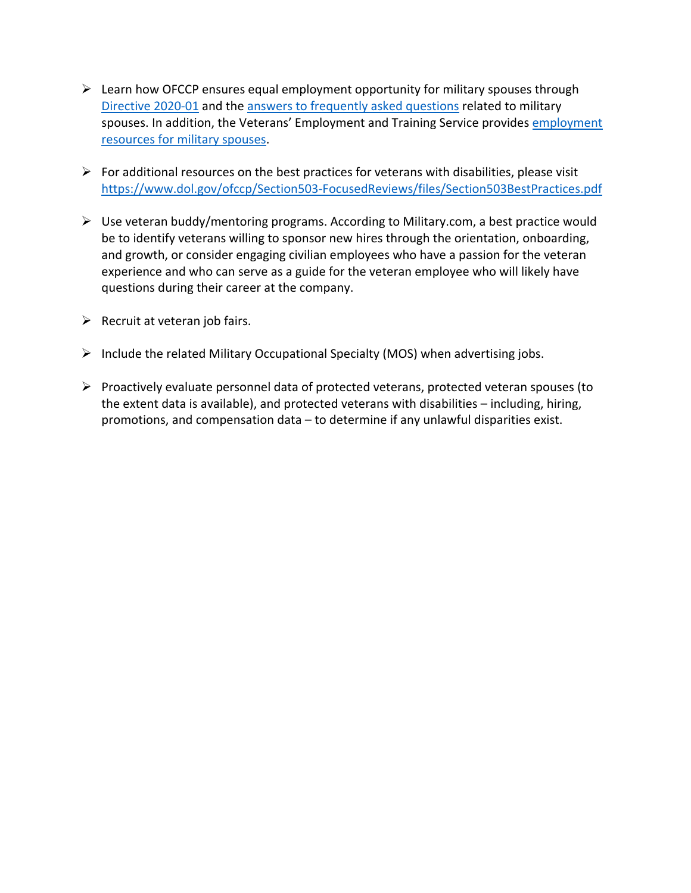- Learn how OFCCP ensures equal employment opportunity for military spouses through Directive 2020-01 and the answers to frequently asked questions related to military spouses. In addition, the Veterans' Employment and Training Service provides employment resources for military spouses.

- For additional resources on the best practices for veterans with disabilities, please visit https://www.dol.gov/ofccp/Section503-FocusedReviews/files/Section503BestPractices.pdf

- Use veteran buddy/mentoring programs. According to Military.com, a best practice would be to identify veterans willing to sponsor new hires through the orientation, onboarding, and growth, or consider engaging civilian employees who have a passion for the veteran experience and who can serve as a guide for the veteran employee who will likely have questions during their career at the company.

- Recruit at veteran job fairs.

- Include the related Military Occupational Specialty (MOS) when advertising jobs.

- Proactively evaluate personnel data of protected veterans, protected veteran spouses (to the extent data is available), and protected veterans with disabilities – including, hiring, promotions, and compensation data – to determine if any unlawful disparities exist.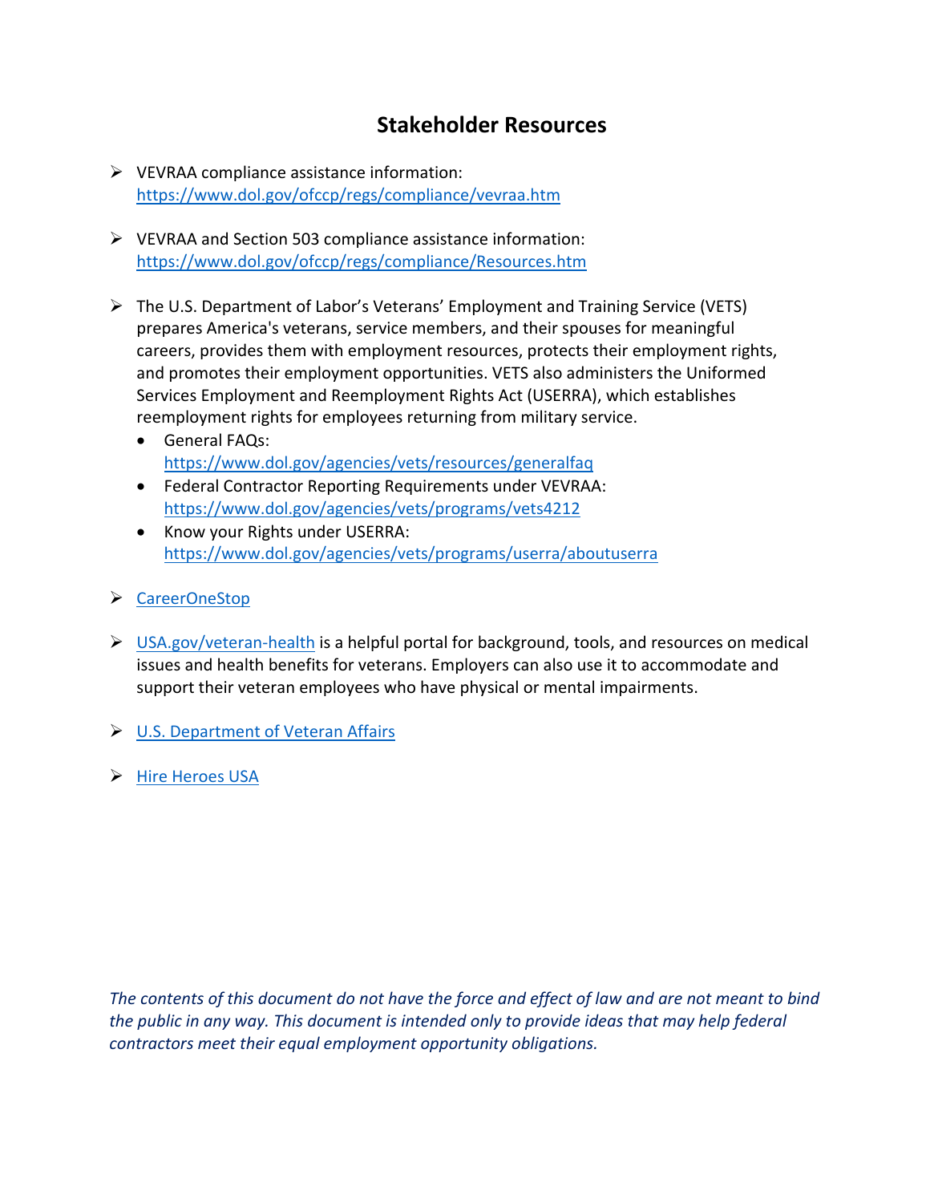## Stakeholder Resources

- VEVRAA compliance assistance information: https://www.dol.gov/ofccp/regs/compliance/vevraa.htm

- VEVRAA and Section 503 compliance assistance information: https://www.dol.gov/ofccp/regs/compliance/Resources.htm

- The U.S. Department of Labor's Veterans' Employment and Training Service (VETS) prepares America's veterans, service members, and their spouses for meaningful careers, provides them with employment resources, protects their employment rights, and promotes their employment opportunities. VETS also administers the Uniformed Services Employment and Reemployment Rights Act (USERRA), which establishes reemployment rights for employees returning from military service.
  - General FAQs: https://www.dol.gov/agencies/vets/resources/generalfaq
  - Federal Contractor Reporting Requirements under VEVRAA: https://www.dol.gov/agencies/vets/programs/vets4212
  - Know your Rights under USERRA: https://www.dol.gov/agencies/vets/programs/userra/aboutuserra

- CareerOneStop

- USA.gov/veteran-health is a helpful portal for background, tools, and resources on medical issues and health benefits for veterans. Employers can also use it to accommodate and support their veteran employees who have physical or mental impairments.

- U.S. Department of Veteran Affairs

- Hire Heroes USA

*The contents of this document do not have the force and effect of law and are not meant to bind the public in any way. This document is intended only to provide ideas that may help federal contractors meet their equal employment opportunity obligations.*